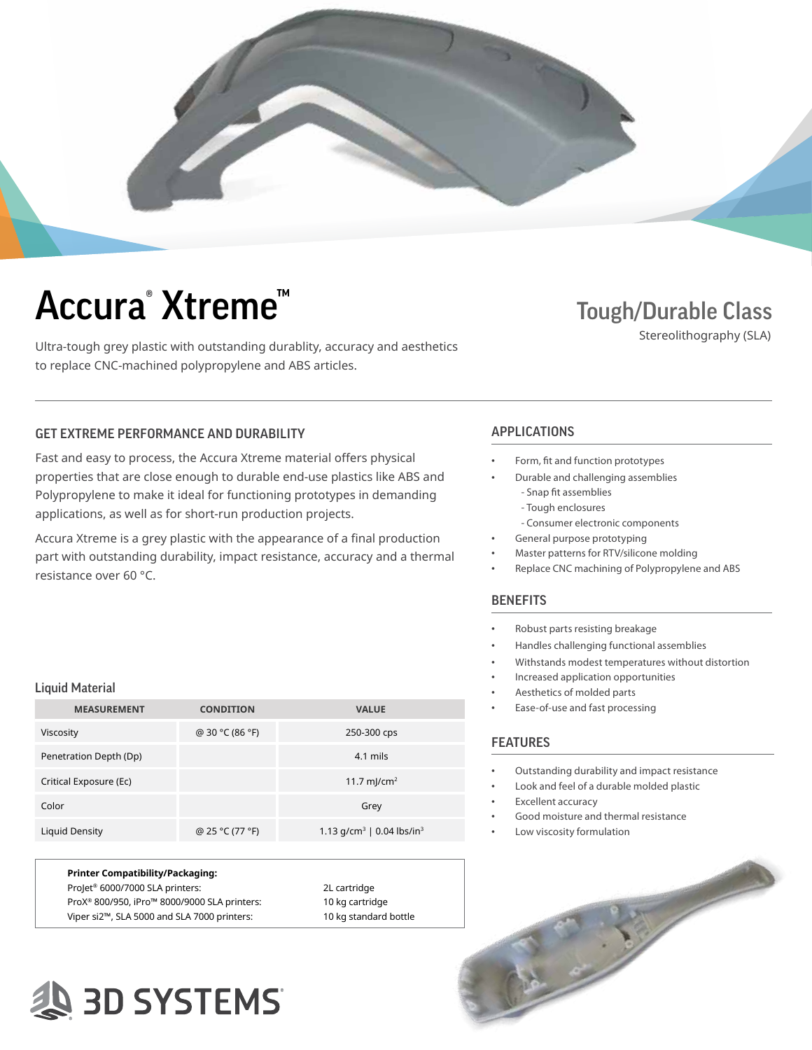# Accura® Xtreme™

Ultra-tough grey plastic with outstanding durablity, accuracy and aesthetics to replace CNC-machined polypropylene and ABS articles.

## Tough/Durable Class

Stereolithography (SLA)

### GET EXTREME PERFORMANCE AND DURABILITY

Fast and easy to process, the Accura Xtreme material offers physical properties that are close enough to durable end-use plastics like ABS and Polypropylene to make it ideal for functioning prototypes in demanding applications, as well as for short-run production projects.

Accura Xtreme is a grey plastic with the appearance of a final production part with outstanding durability, impact resistance, accuracy and a thermal resistance over 60 °C.

### APPLICATIONS

- Form, fit and function prototypes
- Durable and challenging assemblies
  - Snap fit assemblies
  - Tough enclosures
  - Consumer electronic components
- General purpose prototyping
- Master patterns for RTV/silicone molding
- Replace CNC machining of Polypropylene and ABS

### BENEFITS

- Robust parts resisting breakage
- Handles challenging functional assemblies
- Withstands modest temperatures without distortion
- Increased application opportunities
- Aesthetics of molded parts
- Ease-of-use and fast processing

### FEATURES

- Outstanding durability and impact resistance
- Look and feel of a durable molded plastic
- Excellent accuracy
- Good moisture and thermal resistance
- Low viscosity formulation

### Liquid Material

| MEASUREMENT | CONDITION | VALUE |
|---|---|---|
| Viscosity | @ 30 °C (86 °F) | 250-300 cps |
| Penetration Depth (Dp) | | 4.1 mils |
| Critical Exposure (Ec) | | 11.7 mJ/cm$^2$ |
| Color | | Grey |
| Liquid Density | @ 25 °C (77 °F) | 1.13 g/cm$^3$ \| 0.04 lbs/in$^3$ |

**Printer Compatibility/Packaging:**

| | |
|---|---|
| ProJet® 6000/7000 SLA printers: | 2L cartridge |
| ProX® 800/950, iPro™ 8000/9000 SLA printers: | 10 kg cartridge |
| Viper si2™, SLA 5000 and SLA 7000 printers: | 10 kg standard bottle |

3D SYSTEMS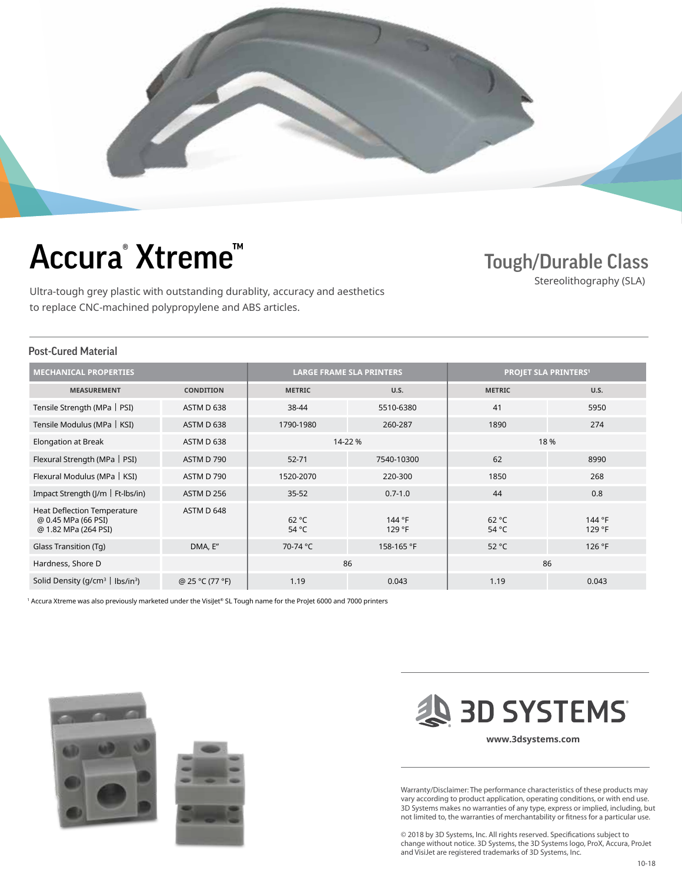# Accura® Xtreme™

## Tough/Durable Class

Stereolithography (SLA)

Ultra-tough grey plastic with outstanding durablity, accuracy and aesthetics to replace CNC-machined polypropylene and ABS articles.

### Post-Cured Material

| MECHANICAL PROPERTIES | | LARGE FRAME SLA PRINTERS | | PROJET SLA PRINTERS[1] | |
|---|---|---|---|---|---|
| MEASUREMENT | CONDITION | METRIC | U.S. | METRIC | U.S. |
| Tensile Strength (MPa \| PSI) | ASTM D 638 | 38-44 | 5510-6380 | 41 | 5950 |
| Tensile Modulus (MPa \| KSI) | ASTM D 638 | 1790-1980 | 260-287 | 1890 | 274 |
| Elongation at Break | ASTM D 638 | 14-22 % | | 18 % | |
| Flexural Strength (MPa \| PSI) | ASTM D 790 | 52-71 | 7540-10300 | 62 | 8990 |
| Flexural Modulus (MPa \| KSI) | ASTM D 790 | 1520-2070 | 220-300 | 1850 | 268 |
| Impact Strength (J/m \| Ft-lbs/in) | ASTM D 256 | 35-52 | 0.7-1.0 | 44 | 0.8 |
| Heat Deflection Temperature @ 0.45 MPa (66 PSI) @ 1.82 MPa (264 PSI) | ASTM D 648 | 62 °C 54 °C | 144 °F 129 °F | 62 °C 54 °C | 144 °F 129 °F |
| Glass Transition (Tg) | DMA, E" | 70-74 °C | 158-165 °F | 52 °C | 126 °F |
| Hardness, Shore D | | 86 | | 86 | |
| Solid Density (g/cm³ \| lbs/in³) | @ 25 °C (77 °F) | 1.19 | 0.043 | 1.19 | 0.043 |

[1] Accura Xtreme was also previously marketed under the VisiJet® SL Tough name for the ProJet 6000 and 7000 printers

3D SYSTEMS

www.3dsystems.com

Warranty/Disclaimer: The performance characteristics of these products may vary according to product application, operating conditions, or with end use. 3D Systems makes no warranties of any type, express or implied, including, but not limited to, the warranties of merchantability or fitness for a particular use.

© 2018 by 3D Systems, Inc. All rights reserved. Specifications subject to change without notice. 3D Systems, the 3D Systems logo, ProX, Accura, ProJet and VisiJet are registered trademarks of 3D Systems, Inc.

10-18